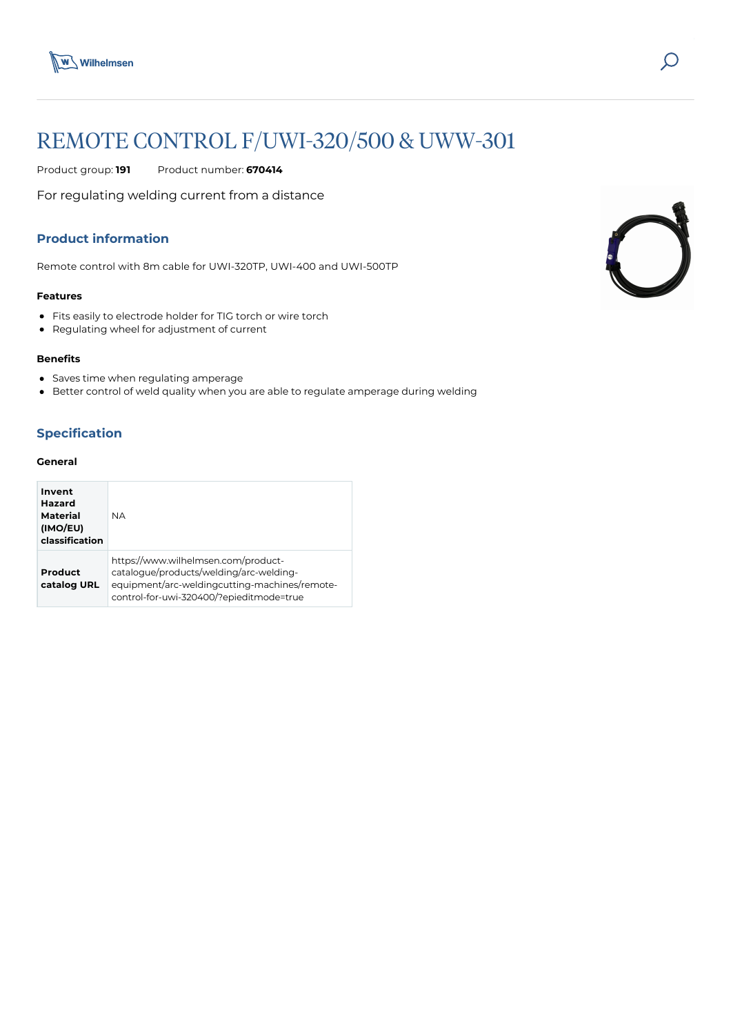# REMOTE CONTROL F/UWI-320/500 & UWW-301

Product group: **191** Product number: **670414**

For regulating welding current from a distance

## Product information

Remote control with 8m cable for UWI-320TP, UWI-400 and UWI-500TP

### Features

- Fits easily to electrode holder for TIG torch or wire torch
- Regulating wheel for adjustment of current

### Benefits

- Saves time when regulating amperage
- Better control of weld quality when you are able to regulate amperage during welding

## Specification

### General

| | |
|---|---|
| **Invent Hazard Material (IMO/EU) classification** | NA |
| **Product catalog URL** | https://www.wilhelmsen.com/product-catalogue/products/welding/arc-welding-equipment/arc-weldingcutting-machines/remote-control-for-uwi-320400/?epieditmode=true |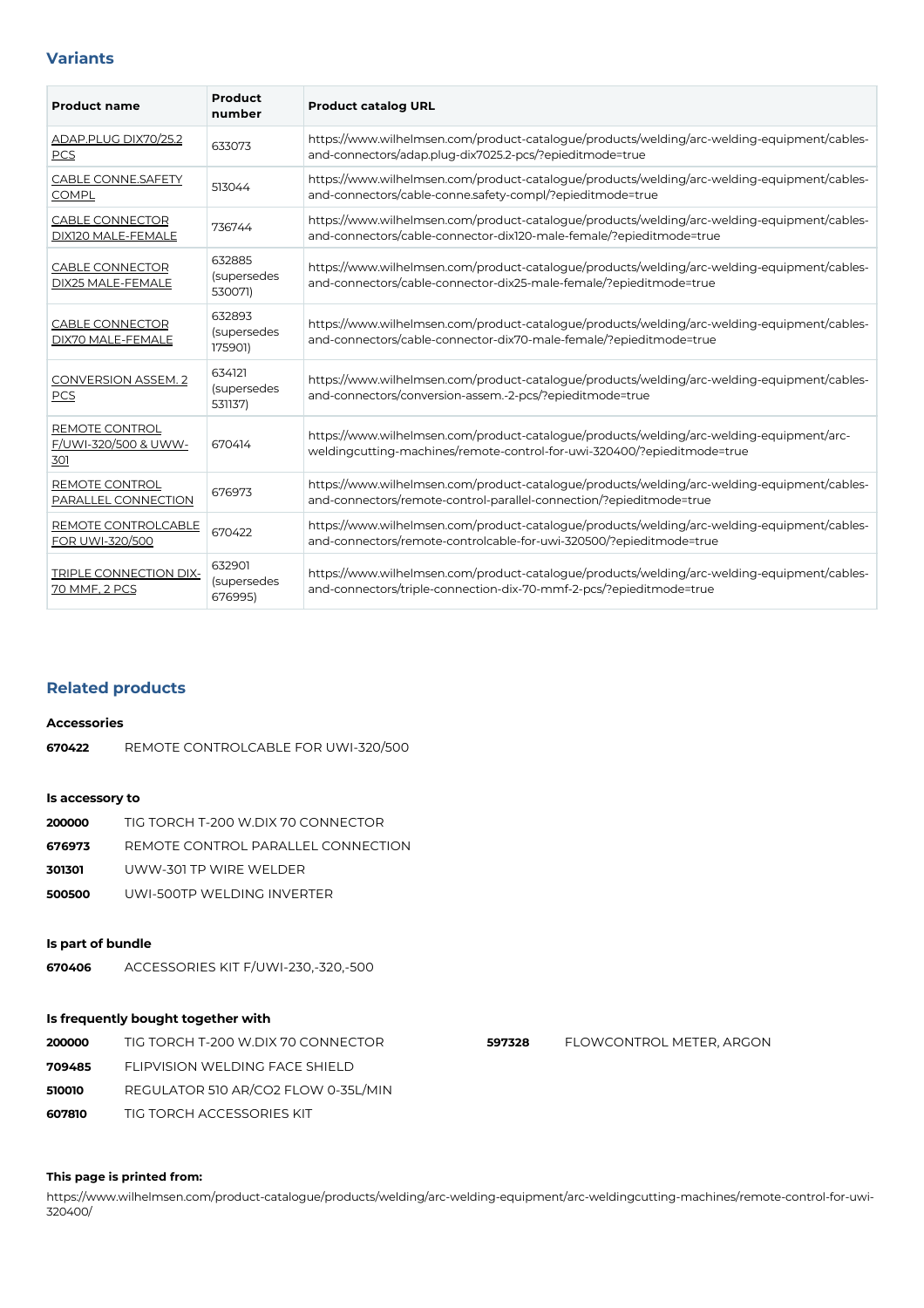## Variants

| Product name | Product number | Product catalog URL |
|---|---|---|
| ADAP.PLUG DIX70/25.2 PCS | 633073 | https://www.wilhelmsen.com/product-catalogue/products/welding/arc-welding-equipment/cables-and-connectors/adap.plug-dix7025.2-pcs/?epieditmode=true |
| CABLE CONNE.SAFETY COMPL | 513044 | https://www.wilhelmsen.com/product-catalogue/products/welding/arc-welding-equipment/cables-and-connectors/cable-conne.safety-compl/?epieditmode=true |
| CABLE CONNECTOR DIX120 MALE-FEMALE | 736744 | https://www.wilhelmsen.com/product-catalogue/products/welding/arc-welding-equipment/cables-and-connectors/cable-connector-dix120-male-female/?epieditmode=true |
| CABLE CONNECTOR DIX25 MALE-FEMALE | 632885 (supersedes 530071) | https://www.wilhelmsen.com/product-catalogue/products/welding/arc-welding-equipment/cables-and-connectors/cable-connector-dix25-male-female/?epieditmode=true |
| CABLE CONNECTOR DIX70 MALE-FEMALE | 632893 (supersedes 175901) | https://www.wilhelmsen.com/product-catalogue/products/welding/arc-welding-equipment/cables-and-connectors/cable-connector-dix70-male-female/?epieditmode=true |
| CONVERSION ASSEM. 2 PCS | 634121 (supersedes 531137) | https://www.wilhelmsen.com/product-catalogue/products/welding/arc-welding-equipment/cables-and-connectors/conversion-assem.-2-pcs/?epieditmode=true |
| REMOTE CONTROL F/UWI-320/500 & UWW-301 | 670414 | https://www.wilhelmsen.com/product-catalogue/products/welding/arc-welding-equipment/arc-weldingcutting-machines/remote-control-for-uwi-320400/?epieditmode=true |
| REMOTE CONTROL PARALLEL CONNECTION | 676973 | https://www.wilhelmsen.com/product-catalogue/products/welding/arc-welding-equipment/cables-and-connectors/remote-control-parallel-connection/?epieditmode=true |
| REMOTE CONTROLCABLE FOR UWI-320/500 | 670422 | https://www.wilhelmsen.com/product-catalogue/products/welding/arc-welding-equipment/cables-and-connectors/remote-controlcable-for-uwi-320500/?epieditmode=true |
| TRIPLE CONNECTION DIX-70 MMF, 2 PCS | 632901 (supersedes 676995) | https://www.wilhelmsen.com/product-catalogue/products/welding/arc-welding-equipment/cables-and-connectors/triple-connection-dix-70-mmf-2-pcs/?epieditmode=true |

## Related products

### Accessories

**670422** REMOTE CONTROLCABLE FOR UWI-320/500

### Is accessory to

**200000** TIG TORCH T-200 W.DIX 70 CONNECTOR
**676973** REMOTE CONTROL PARALLEL CONNECTION
**301301** UWW-301 TP WIRE WELDER
**500500** UWI-500TP WELDING INVERTER

### Is part of bundle

**670406** ACCESSORIES KIT F/UWI-230,-320,-500

### Is frequently bought together with

**200000** TIG TORCH T-200 W.DIX 70 CONNECTOR
**709485** FLIPVISION WELDING FACE SHIELD
**510010** REGULATOR 510 AR/CO2 FLOW 0-35L/MIN
**607810** TIG TORCH ACCESSORIES KIT
**597328** FLOWCONTROL METER, ARGON

**This page is printed from:**

https://www.wilhelmsen.com/product-catalogue/products/welding/arc-welding-equipment/arc-weldingcutting-machines/remote-control-for-uwi-320400/